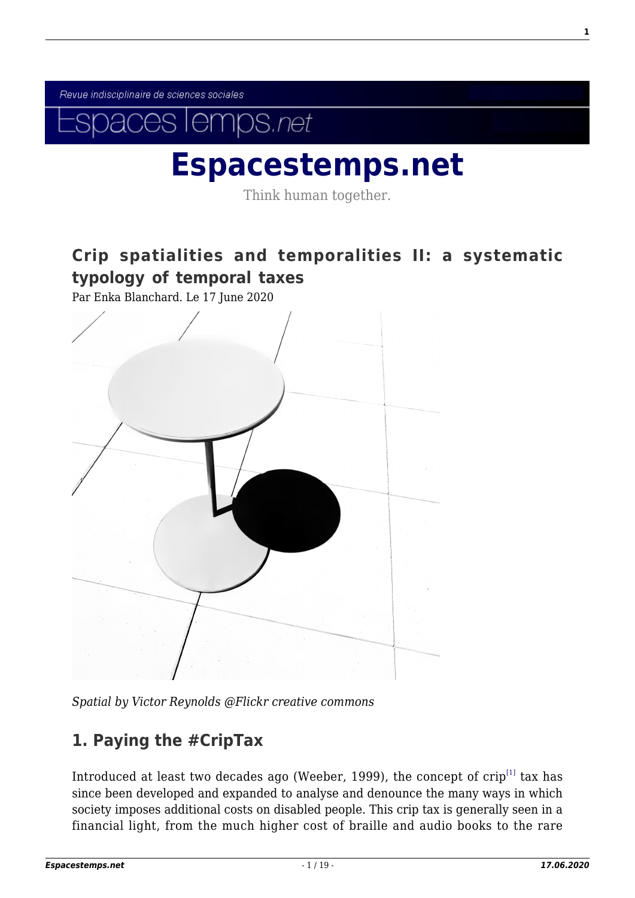Revue indisciplinaire de sciences sociales

# Espacestemps.net

Think human together.

## Crip spatialities and temporalities II: a systematic typology of temporal taxes

Par Enka Blanchard. Le 17 June 2020

*Spatial by Victor Reynolds @Flickr creative commons*

## 1. Paying the #CripTax

Introduced at least two decades ago (Weeber, 1999), the concept of crip[1] tax has since been developed and expanded to analyse and denounce the many ways in which society imposes additional costs on disabled people. This crip tax is generally seen in a financial light, from the much higher cost of braille and audio books to the rare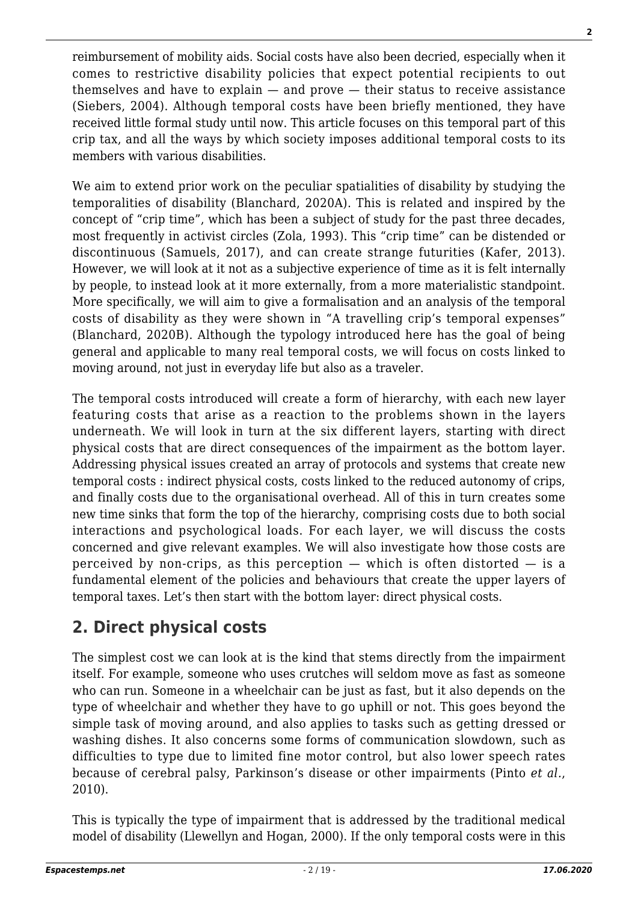reimbursement of mobility aids. Social costs have also been decried, especially when it comes to restrictive disability policies that expect potential recipients to out themselves and have to explain — and prove — their status to receive assistance (Siebers, 2004). Although temporal costs have been briefly mentioned, they have received little formal study until now. This article focuses on this temporal part of this crip tax, and all the ways by which society imposes additional temporal costs to its members with various disabilities.

We aim to extend prior work on the peculiar spatialities of disability by studying the temporalities of disability (Blanchard, 2020A). This is related and inspired by the concept of "crip time", which has been a subject of study for the past three decades, most frequently in activist circles (Zola, 1993). This "crip time" can be distended or discontinuous (Samuels, 2017), and can create strange futurities (Kafer, 2013). However, we will look at it not as a subjective experience of time as it is felt internally by people, to instead look at it more externally, from a more materialistic standpoint. More specifically, we will aim to give a formalisation and an analysis of the temporal costs of disability as they were shown in "A travelling crip's temporal expenses" (Blanchard, 2020B). Although the typology introduced here has the goal of being general and applicable to many real temporal costs, we will focus on costs linked to moving around, not just in everyday life but also as a traveler.

The temporal costs introduced will create a form of hierarchy, with each new layer featuring costs that arise as a reaction to the problems shown in the layers underneath. We will look in turn at the six different layers, starting with direct physical costs that are direct consequences of the impairment as the bottom layer. Addressing physical issues created an array of protocols and systems that create new temporal costs : indirect physical costs, costs linked to the reduced autonomy of crips, and finally costs due to the organisational overhead. All of this in turn creates some new time sinks that form the top of the hierarchy, comprising costs due to both social interactions and psychological loads. For each layer, we will discuss the costs concerned and give relevant examples. We will also investigate how those costs are perceived by non-crips, as this perception — which is often distorted — is a fundamental element of the policies and behaviours that create the upper layers of temporal taxes. Let's then start with the bottom layer: direct physical costs.

## 2. Direct physical costs

The simplest cost we can look at is the kind that stems directly from the impairment itself. For example, someone who uses crutches will seldom move as fast as someone who can run. Someone in a wheelchair can be just as fast, but it also depends on the type of wheelchair and whether they have to go uphill or not. This goes beyond the simple task of moving around, and also applies to tasks such as getting dressed or washing dishes. It also concerns some forms of communication slowdown, such as difficulties to type due to limited fine motor control, but also lower speech rates because of cerebral palsy, Parkinson's disease or other impairments (Pinto *et al.*, 2010).

This is typically the type of impairment that is addressed by the traditional medical model of disability (Llewellyn and Hogan, 2000). If the only temporal costs were in this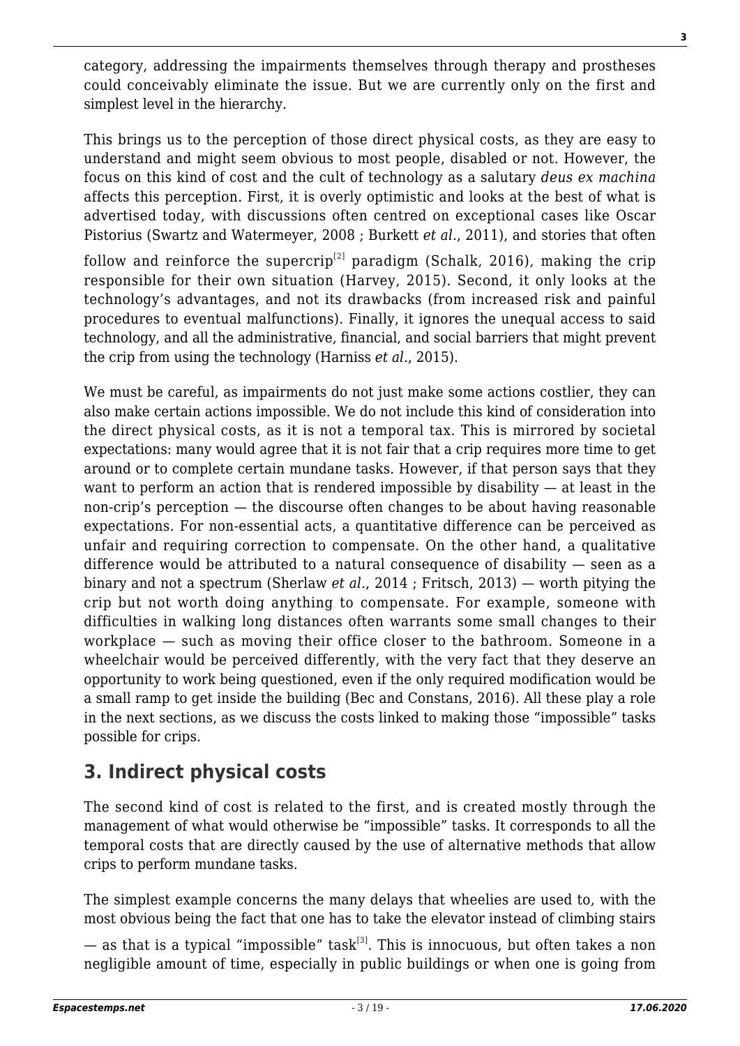category, addressing the impairments themselves through therapy and prostheses could conceivably eliminate the issue. But we are currently only on the first and simplest level in the hierarchy.

This brings us to the perception of those direct physical costs, as they are easy to understand and might seem obvious to most people, disabled or not. However, the focus on this kind of cost and the cult of technology as a salutary *deus ex machina* affects this perception. First, it is overly optimistic and looks at the best of what is advertised today, with discussions often centred on exceptional cases like Oscar Pistorius (Swartz and Watermeyer, 2008 ; Burkett *et al.*, 2011), and stories that often follow and reinforce the supercrip[2] paradigm (Schalk, 2016), making the crip responsible for their own situation (Harvey, 2015). Second, it only looks at the technology's advantages, and not its drawbacks (from increased risk and painful procedures to eventual malfunctions). Finally, it ignores the unequal access to said technology, and all the administrative, financial, and social barriers that might prevent the crip from using the technology (Harniss *et al.*, 2015).

We must be careful, as impairments do not just make some actions costlier, they can also make certain actions impossible. We do not include this kind of consideration into the direct physical costs, as it is not a temporal tax. This is mirrored by societal expectations: many would agree that it is not fair that a crip requires more time to get around or to complete certain mundane tasks. However, if that person says that they want to perform an action that is rendered impossible by disability — at least in the non-crip's perception — the discourse often changes to be about having reasonable expectations. For non-essential acts, a quantitative difference can be perceived as unfair and requiring correction to compensate. On the other hand, a qualitative difference would be attributed to a natural consequence of disability — seen as a binary and not a spectrum (Sherlaw *et al.*, 2014 ; Fritsch, 2013) — worth pitying the crip but not worth doing anything to compensate. For example, someone with difficulties in walking long distances often warrants some small changes to their workplace — such as moving their office closer to the bathroom. Someone in a wheelchair would be perceived differently, with the very fact that they deserve an opportunity to work being questioned, even if the only required modification would be a small ramp to get inside the building (Bec and Constans, 2016). All these play a role in the next sections, as we discuss the costs linked to making those "impossible" tasks possible for crips.

## 3. Indirect physical costs

The second kind of cost is related to the first, and is created mostly through the management of what would otherwise be "impossible" tasks. It corresponds to all the temporal costs that are directly caused by the use of alternative methods that allow crips to perform mundane tasks.

The simplest example concerns the many delays that wheelies are used to, with the most obvious being the fact that one has to take the elevator instead of climbing stairs — as that is a typical "impossible" task[3]. This is innocuous, but often takes a non negligible amount of time, especially in public buildings or when one is going from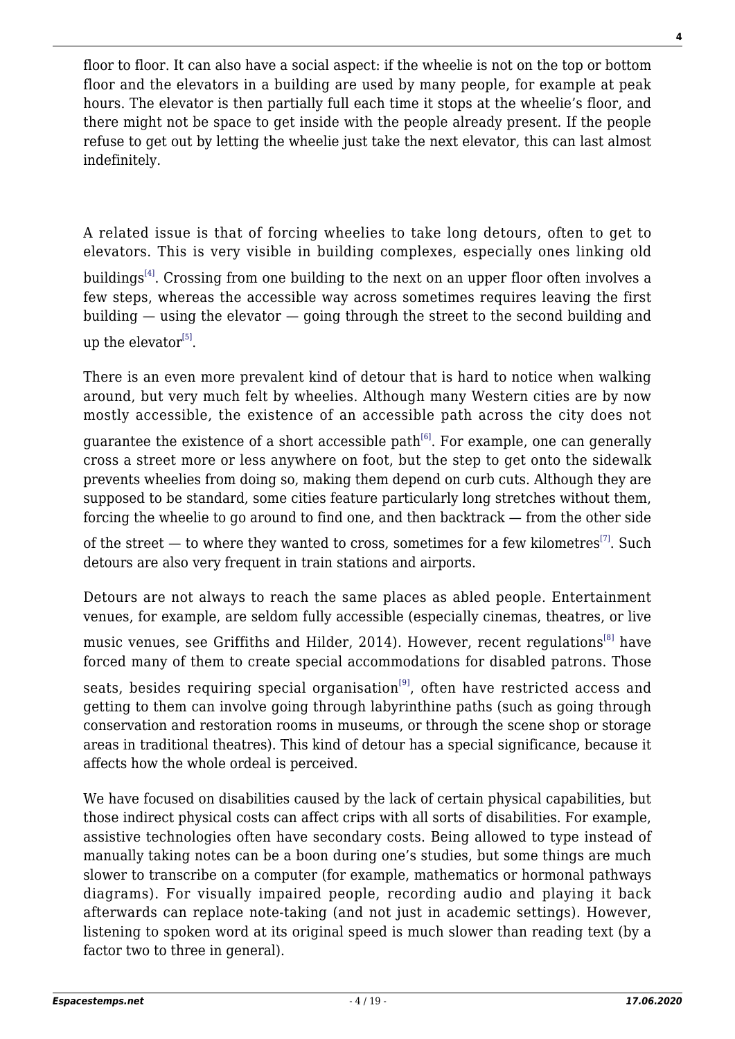floor to floor. It can also have a social aspect: if the wheelie is not on the top or bottom floor and the elevators in a building are used by many people, for example at peak hours. The elevator is then partially full each time it stops at the wheelie's floor, and there might not be space to get inside with the people already present. If the people refuse to get out by letting the wheelie just take the next elevator, this can last almost indefinitely.

A related issue is that of forcing wheelies to take long detours, often to get to elevators. This is very visible in building complexes, especially ones linking old buildings[4]. Crossing from one building to the next on an upper floor often involves a few steps, whereas the accessible way across sometimes requires leaving the first building — using the elevator — going through the street to the second building and up the elevator[5].

There is an even more prevalent kind of detour that is hard to notice when walking around, but very much felt by wheelies. Although many Western cities are by now mostly accessible, the existence of an accessible path across the city does not guarantee the existence of a short accessible path[6]. For example, one can generally cross a street more or less anywhere on foot, but the step to get onto the sidewalk prevents wheelies from doing so, making them depend on curb cuts. Although they are supposed to be standard, some cities feature particularly long stretches without them, forcing the wheelie to go around to find one, and then backtrack — from the other side of the street — to where they wanted to cross, sometimes for a few kilometres[7]. Such detours are also very frequent in train stations and airports.

Detours are not always to reach the same places as abled people. Entertainment venues, for example, are seldom fully accessible (especially cinemas, theatres, or live music venues, see Griffiths and Hilder, 2014). However, recent regulations[8] have forced many of them to create special accommodations for disabled patrons. Those seats, besides requiring special organisation[9], often have restricted access and getting to them can involve going through labyrinthine paths (such as going through conservation and restoration rooms in museums, or through the scene shop or storage areas in traditional theatres). This kind of detour has a special significance, because it affects how the whole ordeal is perceived.

We have focused on disabilities caused by the lack of certain physical capabilities, but those indirect physical costs can affect crips with all sorts of disabilities. For example, assistive technologies often have secondary costs. Being allowed to type instead of manually taking notes can be a boon during one's studies, but some things are much slower to transcribe on a computer (for example, mathematics or hormonal pathways diagrams). For visually impaired people, recording audio and playing it back afterwards can replace note-taking (and not just in academic settings). However, listening to spoken word at its original speed is much slower than reading text (by a factor two to three in general).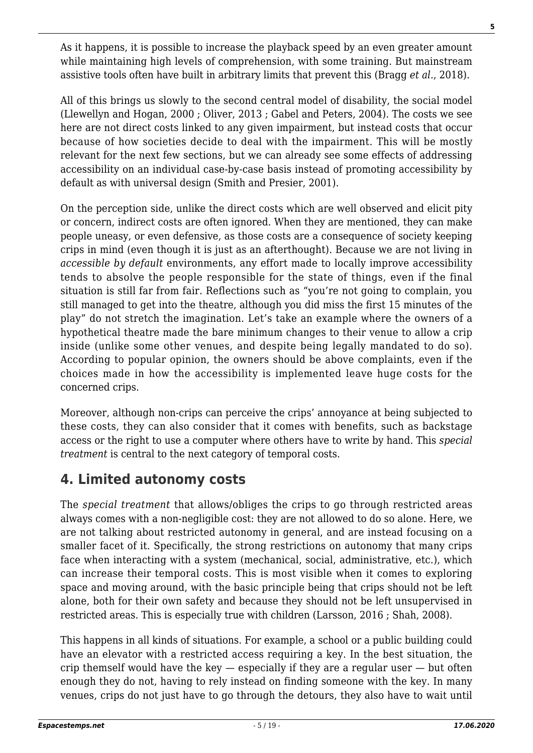As it happens, it is possible to increase the playback speed by an even greater amount while maintaining high levels of comprehension, with some training. But mainstream assistive tools often have built in arbitrary limits that prevent this (Bragg *et al.*, 2018).

All of this brings us slowly to the second central model of disability, the social model (Llewellyn and Hogan, 2000 ; Oliver, 2013 ; Gabel and Peters, 2004). The costs we see here are not direct costs linked to any given impairment, but instead costs that occur because of how societies decide to deal with the impairment. This will be mostly relevant for the next few sections, but we can already see some effects of addressing accessibility on an individual case-by-case basis instead of promoting accessibility by default as with universal design (Smith and Presier, 2001).

On the perception side, unlike the direct costs which are well observed and elicit pity or concern, indirect costs are often ignored. When they are mentioned, they can make people uneasy, or even defensive, as those costs are a consequence of society keeping crips in mind (even though it is just as an afterthought). Because we are not living in *accessible by default* environments, any effort made to locally improve accessibility tends to absolve the people responsible for the state of things, even if the final situation is still far from fair. Reflections such as "you're not going to complain, you still managed to get into the theatre, although you did miss the first 15 minutes of the play" do not stretch the imagination. Let's take an example where the owners of a hypothetical theatre made the bare minimum changes to their venue to allow a crip inside (unlike some other venues, and despite being legally mandated to do so). According to popular opinion, the owners should be above complaints, even if the choices made in how the accessibility is implemented leave huge costs for the concerned crips.

Moreover, although non-crips can perceive the crips' annoyance at being subjected to these costs, they can also consider that it comes with benefits, such as backstage access or the right to use a computer where others have to write by hand. This *special treatment* is central to the next category of temporal costs.

## 4. Limited autonomy costs

The *special treatment* that allows/obliges the crips to go through restricted areas always comes with a non-negligible cost: they are not allowed to do so alone. Here, we are not talking about restricted autonomy in general, and are instead focusing on a smaller facet of it. Specifically, the strong restrictions on autonomy that many crips face when interacting with a system (mechanical, social, administrative, etc.), which can increase their temporal costs. This is most visible when it comes to exploring space and moving around, with the basic principle being that crips should not be left alone, both for their own safety and because they should not be left unsupervised in restricted areas. This is especially true with children (Larsson, 2016 ; Shah, 2008).

This happens in all kinds of situations. For example, a school or a public building could have an elevator with a restricted access requiring a key. In the best situation, the crip themself would have the key — especially if they are a regular user — but often enough they do not, having to rely instead on finding someone with the key. In many venues, crips do not just have to go through the detours, they also have to wait until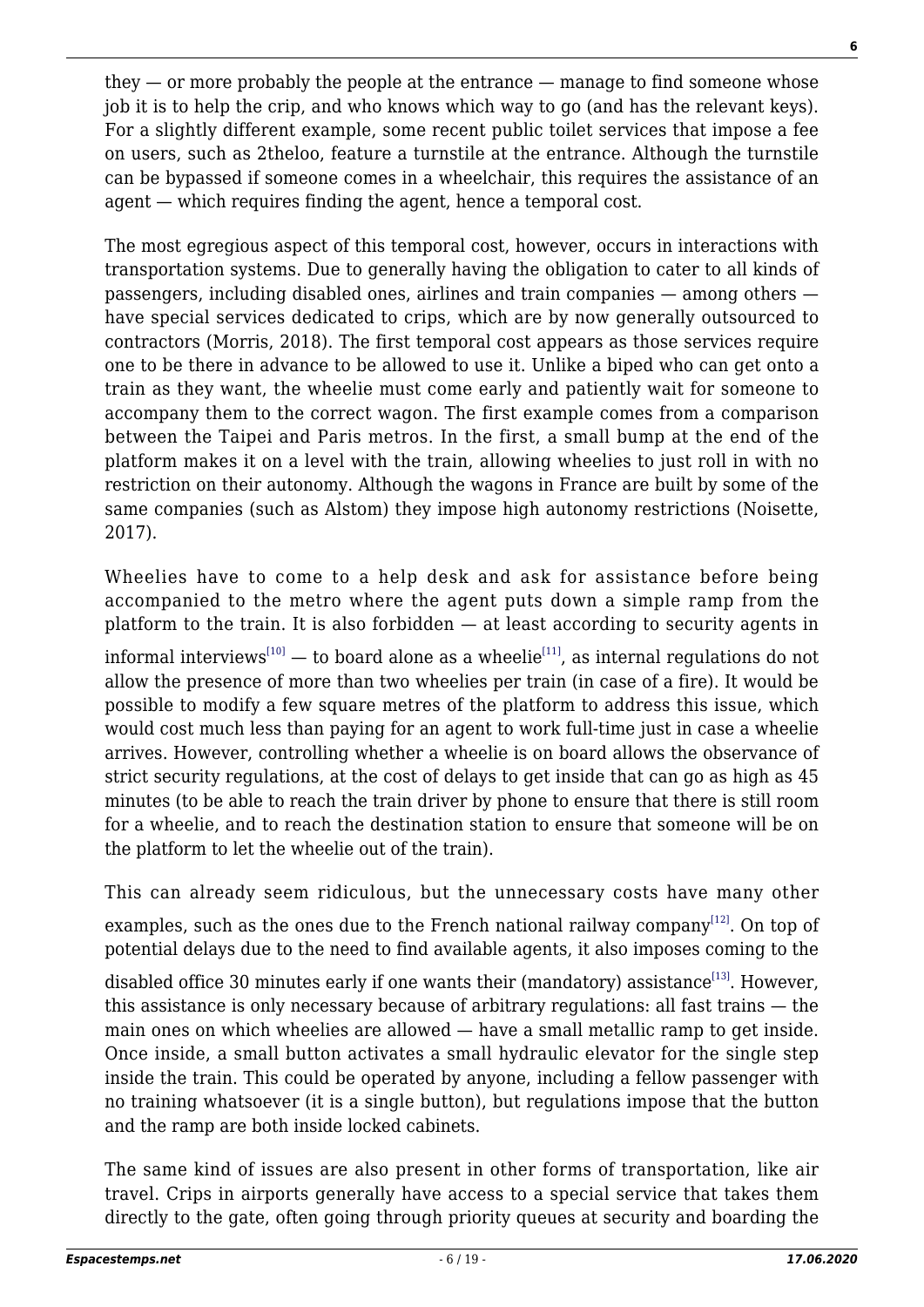they — or more probably the people at the entrance — manage to find someone whose job it is to help the crip, and who knows which way to go (and has the relevant keys). For a slightly different example, some recent public toilet services that impose a fee on users, such as 2theloo, feature a turnstile at the entrance. Although the turnstile can be bypassed if someone comes in a wheelchair, this requires the assistance of an agent — which requires finding the agent, hence a temporal cost.

The most egregious aspect of this temporal cost, however, occurs in interactions with transportation systems. Due to generally having the obligation to cater to all kinds of passengers, including disabled ones, airlines and train companies — among others — have special services dedicated to crips, which are by now generally outsourced to contractors (Morris, 2018). The first temporal cost appears as those services require one to be there in advance to be allowed to use it. Unlike a biped who can get onto a train as they want, the wheelie must come early and patiently wait for someone to accompany them to the correct wagon. The first example comes from a comparison between the Taipei and Paris metros. In the first, a small bump at the end of the platform makes it on a level with the train, allowing wheelies to just roll in with no restriction on their autonomy. Although the wagons in France are built by some of the same companies (such as Alstom) they impose high autonomy restrictions (Noisette, 2017).

Wheelies have to come to a help desk and ask for assistance before being accompanied to the metro where the agent puts down a simple ramp from the platform to the train. It is also forbidden — at least according to security agents in informal interviews[10] — to board alone as a wheelie[11], as internal regulations do not allow the presence of more than two wheelies per train (in case of a fire). It would be possible to modify a few square metres of the platform to address this issue, which would cost much less than paying for an agent to work full-time just in case a wheelie arrives. However, controlling whether a wheelie is on board allows the observance of strict security regulations, at the cost of delays to get inside that can go as high as 45 minutes (to be able to reach the train driver by phone to ensure that there is still room for a wheelie, and to reach the destination station to ensure that someone will be on the platform to let the wheelie out of the train).

This can already seem ridiculous, but the unnecessary costs have many other examples, such as the ones due to the French national railway company[12]. On top of potential delays due to the need to find available agents, it also imposes coming to the disabled office 30 minutes early if one wants their (mandatory) assistance[13]. However, this assistance is only necessary because of arbitrary regulations: all fast trains — the main ones on which wheelies are allowed — have a small metallic ramp to get inside. Once inside, a small button activates a small hydraulic elevator for the single step inside the train. This could be operated by anyone, including a fellow passenger with no training whatsoever (it is a single button), but regulations impose that the button and the ramp are both inside locked cabinets.

The same kind of issues are also present in other forms of transportation, like air travel. Crips in airports generally have access to a special service that takes them directly to the gate, often going through priority queues at security and boarding the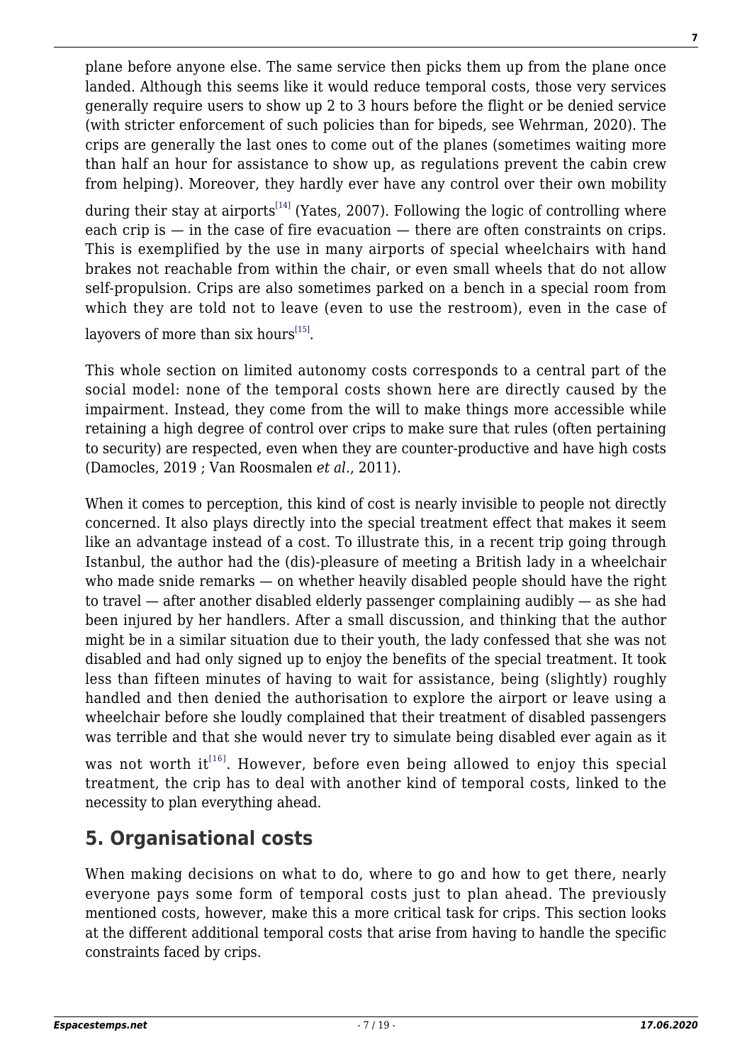plane before anyone else. The same service then picks them up from the plane once landed. Although this seems like it would reduce temporal costs, those very services generally require users to show up 2 to 3 hours before the flight or be denied service (with stricter enforcement of such policies than for bipeds, see Wehrman, 2020). The crips are generally the last ones to come out of the planes (sometimes waiting more than half an hour for assistance to show up, as regulations prevent the cabin crew from helping). Moreover, they hardly ever have any control over their own mobility during their stay at airports[14] (Yates, 2007). Following the logic of controlling where each crip is — in the case of fire evacuation — there are often constraints on crips. This is exemplified by the use in many airports of special wheelchairs with hand brakes not reachable from within the chair, or even small wheels that do not allow self-propulsion. Crips are also sometimes parked on a bench in a special room from which they are told not to leave (even to use the restroom), even in the case of layovers of more than six hours[15].

This whole section on limited autonomy costs corresponds to a central part of the social model: none of the temporal costs shown here are directly caused by the impairment. Instead, they come from the will to make things more accessible while retaining a high degree of control over crips to make sure that rules (often pertaining to security) are respected, even when they are counter-productive and have high costs (Damocles, 2019 ; Van Roosmalen *et al.*, 2011).

When it comes to perception, this kind of cost is nearly invisible to people not directly concerned. It also plays directly into the special treatment effect that makes it seem like an advantage instead of a cost. To illustrate this, in a recent trip going through Istanbul, the author had the (dis)-pleasure of meeting a British lady in a wheelchair who made snide remarks — on whether heavily disabled people should have the right to travel — after another disabled elderly passenger complaining audibly — as she had been injured by her handlers. After a small discussion, and thinking that the author might be in a similar situation due to their youth, the lady confessed that she was not disabled and had only signed up to enjoy the benefits of the special treatment. It took less than fifteen minutes of having to wait for assistance, being (slightly) roughly handled and then denied the authorisation to explore the airport or leave using a wheelchair before she loudly complained that their treatment of disabled passengers was terrible and that she would never try to simulate being disabled ever again as it was not worth it[16]. However, before even being allowed to enjoy this special treatment, the crip has to deal with another kind of temporal costs, linked to the necessity to plan everything ahead.

## 5. Organisational costs

When making decisions on what to do, where to go and how to get there, nearly everyone pays some form of temporal costs just to plan ahead. The previously mentioned costs, however, make this a more critical task for crips. This section looks at the different additional temporal costs that arise from having to handle the specific constraints faced by crips.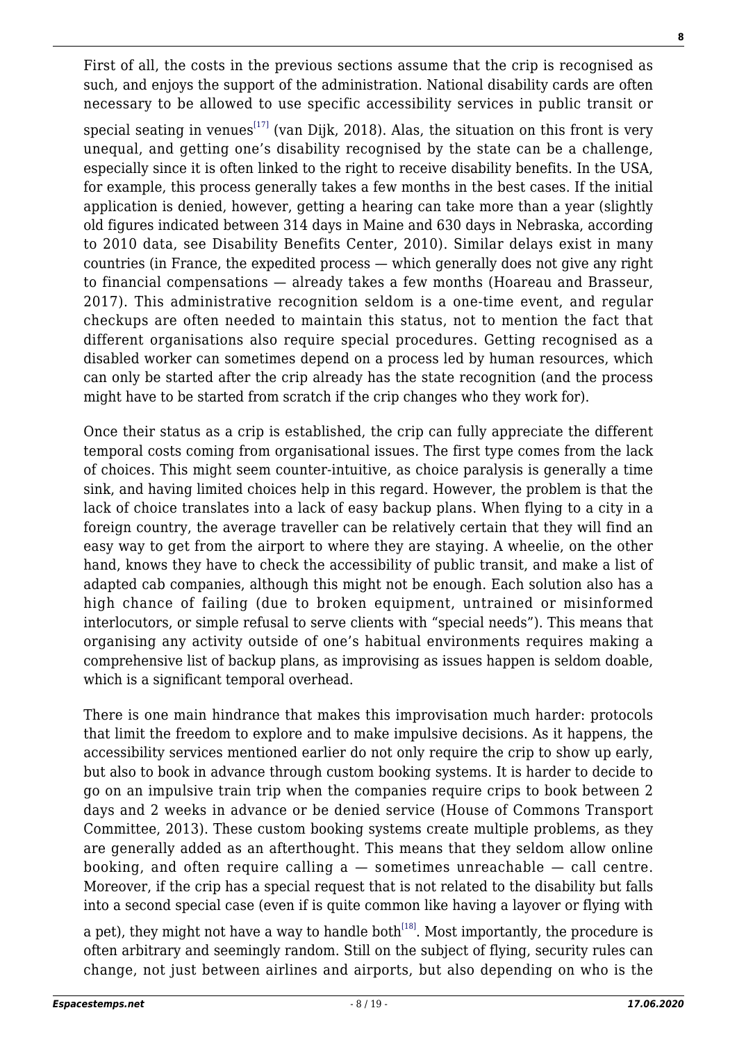First of all, the costs in the previous sections assume that the crip is recognised as such, and enjoys the support of the administration. National disability cards are often necessary to be allowed to use specific accessibility services in public transit or special seating in venues[17] (van Dijk, 2018). Alas, the situation on this front is very unequal, and getting one's disability recognised by the state can be a challenge, especially since it is often linked to the right to receive disability benefits. In the USA, for example, this process generally takes a few months in the best cases. If the initial application is denied, however, getting a hearing can take more than a year (slightly old figures indicated between 314 days in Maine and 630 days in Nebraska, according to 2010 data, see Disability Benefits Center, 2010). Similar delays exist in many countries (in France, the expedited process — which generally does not give any right to financial compensations — already takes a few months (Hoareau and Brasseur, 2017). This administrative recognition seldom is a one-time event, and regular checkups are often needed to maintain this status, not to mention the fact that different organisations also require special procedures. Getting recognised as a disabled worker can sometimes depend on a process led by human resources, which can only be started after the crip already has the state recognition (and the process might have to be started from scratch if the crip changes who they work for).

Once their status as a crip is established, the crip can fully appreciate the different temporal costs coming from organisational issues. The first type comes from the lack of choices. This might seem counter-intuitive, as choice paralysis is generally a time sink, and having limited choices help in this regard. However, the problem is that the lack of choice translates into a lack of easy backup plans. When flying to a city in a foreign country, the average traveller can be relatively certain that they will find an easy way to get from the airport to where they are staying. A wheelie, on the other hand, knows they have to check the accessibility of public transit, and make a list of adapted cab companies, although this might not be enough. Each solution also has a high chance of failing (due to broken equipment, untrained or misinformed interlocutors, or simple refusal to serve clients with "special needs"). This means that organising any activity outside of one's habitual environments requires making a comprehensive list of backup plans, as improvising as issues happen is seldom doable, which is a significant temporal overhead.

There is one main hindrance that makes this improvisation much harder: protocols that limit the freedom to explore and to make impulsive decisions. As it happens, the accessibility services mentioned earlier do not only require the crip to show up early, but also to book in advance through custom booking systems. It is harder to decide to go on an impulsive train trip when the companies require crips to book between 2 days and 2 weeks in advance or be denied service (House of Commons Transport Committee, 2013). These custom booking systems create multiple problems, as they are generally added as an afterthought. This means that they seldom allow online booking, and often require calling a — sometimes unreachable — call centre. Moreover, if the crip has a special request that is not related to the disability but falls into a second special case (even if is quite common like having a layover or flying with a pet), they might not have a way to handle both[18]. Most importantly, the procedure is often arbitrary and seemingly random. Still on the subject of flying, security rules can change, not just between airlines and airports, but also depending on who is the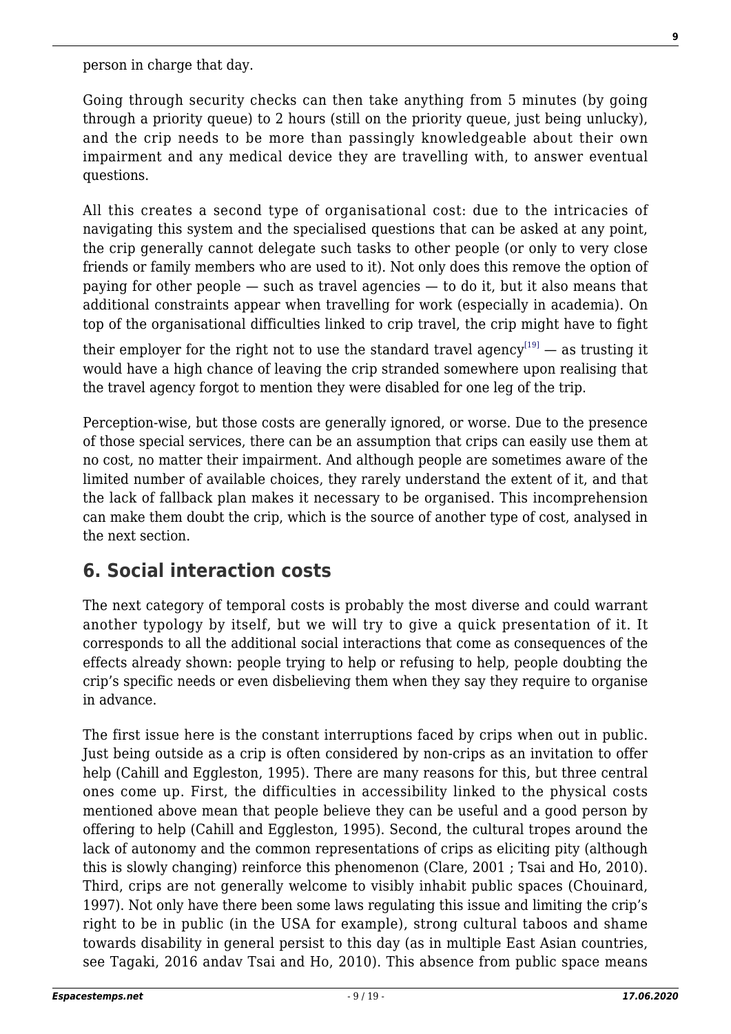person in charge that day.

Going through security checks can then take anything from 5 minutes (by going through a priority queue) to 2 hours (still on the priority queue, just being unlucky), and the crip needs to be more than passingly knowledgeable about their own impairment and any medical device they are travelling with, to answer eventual questions.

All this creates a second type of organisational cost: due to the intricacies of navigating this system and the specialised questions that can be asked at any point, the crip generally cannot delegate such tasks to other people (or only to very close friends or family members who are used to it). Not only does this remove the option of paying for other people — such as travel agencies — to do it, but it also means that additional constraints appear when travelling for work (especially in academia). On top of the organisational difficulties linked to crip travel, the crip might have to fight their employer for the right not to use the standard travel agency[19] — as trusting it would have a high chance of leaving the crip stranded somewhere upon realising that the travel agency forgot to mention they were disabled for one leg of the trip.

Perception-wise, but those costs are generally ignored, or worse. Due to the presence of those special services, there can be an assumption that crips can easily use them at no cost, no matter their impairment. And although people are sometimes aware of the limited number of available choices, they rarely understand the extent of it, and that the lack of fallback plan makes it necessary to be organised. This incomprehension can make them doubt the crip, which is the source of another type of cost, analysed in the next section.

## 6. Social interaction costs

The next category of temporal costs is probably the most diverse and could warrant another typology by itself, but we will try to give a quick presentation of it. It corresponds to all the additional social interactions that come as consequences of the effects already shown: people trying to help or refusing to help, people doubting the crip's specific needs or even disbelieving them when they say they require to organise in advance.

The first issue here is the constant interruptions faced by crips when out in public. Just being outside as a crip is often considered by non-crips as an invitation to offer help (Cahill and Eggleston, 1995). There are many reasons for this, but three central ones come up. First, the difficulties in accessibility linked to the physical costs mentioned above mean that people believe they can be useful and a good person by offering to help (Cahill and Eggleston, 1995). Second, the cultural tropes around the lack of autonomy and the common representations of crips as eliciting pity (although this is slowly changing) reinforce this phenomenon (Clare, 2001 ; Tsai and Ho, 2010). Third, crips are not generally welcome to visibly inhabit public spaces (Chouinard, 1997). Not only have there been some laws regulating this issue and limiting the crip's right to be in public (in the USA for example), strong cultural taboos and shame towards disability in general persist to this day (as in multiple East Asian countries, see Tagaki, 2016 andav Tsai and Ho, 2010). This absence from public space means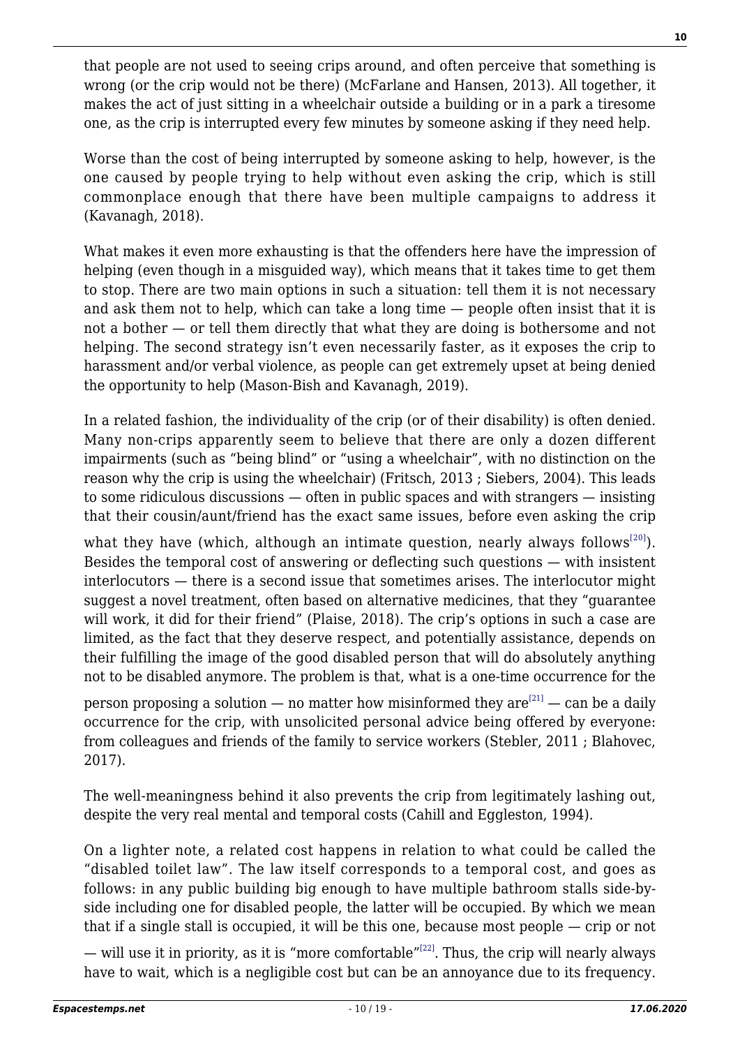that people are not used to seeing crips around, and often perceive that something is wrong (or the crip would not be there) (McFarlane and Hansen, 2013). All together, it makes the act of just sitting in a wheelchair outside a building or in a park a tiresome one, as the crip is interrupted every few minutes by someone asking if they need help.

Worse than the cost of being interrupted by someone asking to help, however, is the one caused by people trying to help without even asking the crip, which is still commonplace enough that there have been multiple campaigns to address it (Kavanagh, 2018).

What makes it even more exhausting is that the offenders here have the impression of helping (even though in a misguided way), which means that it takes time to get them to stop. There are two main options in such a situation: tell them it is not necessary and ask them not to help, which can take a long time — people often insist that it is not a bother — or tell them directly that what they are doing is bothersome and not helping. The second strategy isn't even necessarily faster, as it exposes the crip to harassment and/or verbal violence, as people can get extremely upset at being denied the opportunity to help (Mason-Bish and Kavanagh, 2019).

In a related fashion, the individuality of the crip (or of their disability) is often denied. Many non-crips apparently seem to believe that there are only a dozen different impairments (such as "being blind" or "using a wheelchair", with no distinction on the reason why the crip is using the wheelchair) (Fritsch, 2013 ; Siebers, 2004). This leads to some ridiculous discussions — often in public spaces and with strangers — insisting that their cousin/aunt/friend has the exact same issues, before even asking the crip what they have (which, although an intimate question, nearly always follows[20]). Besides the temporal cost of answering or deflecting such questions — with insistent interlocutors — there is a second issue that sometimes arises. The interlocutor might suggest a novel treatment, often based on alternative medicines, that they "guarantee will work, it did for their friend" (Plaise, 2018). The crip's options in such a case are limited, as the fact that they deserve respect, and potentially assistance, depends on their fulfilling the image of the good disabled person that will do absolutely anything not to be disabled anymore. The problem is that, what is a one-time occurrence for the person proposing a solution — no matter how misinformed they are[21] — can be a daily occurrence for the crip, with unsolicited personal advice being offered by everyone: from colleagues and friends of the family to service workers (Stebler, 2011 ; Blahovec, 2017).

The well-meaningness behind it also prevents the crip from legitimately lashing out, despite the very real mental and temporal costs (Cahill and Eggleston, 1994).

On a lighter note, a related cost happens in relation to what could be called the "disabled toilet law". The law itself corresponds to a temporal cost, and goes as follows: in any public building big enough to have multiple bathroom stalls side-by-side including one for disabled people, the latter will be occupied. By which we mean that if a single stall is occupied, it will be this one, because most people — crip or not — will use it in priority, as it is "more comfortable"[22]. Thus, the crip will nearly always have to wait, which is a negligible cost but can be an annoyance due to its frequency.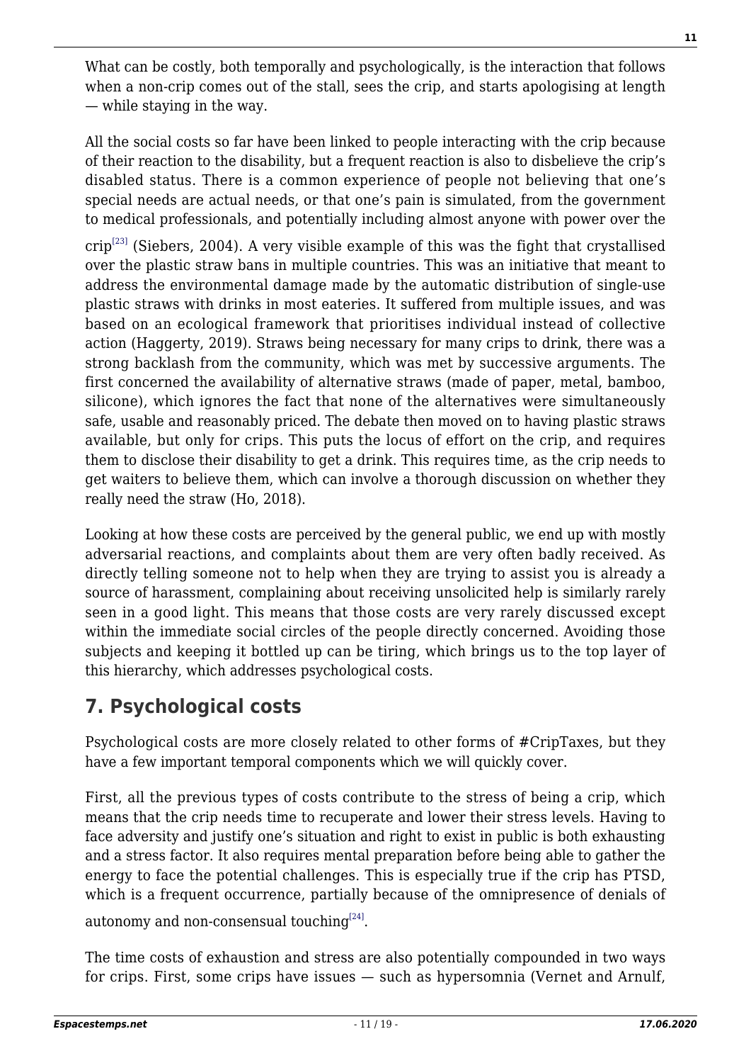What can be costly, both temporally and psychologically, is the interaction that follows when a non-crip comes out of the stall, sees the crip, and starts apologising at length — while staying in the way.

All the social costs so far have been linked to people interacting with the crip because of their reaction to the disability, but a frequent reaction is also to disbelieve the crip's disabled status. There is a common experience of people not believing that one's special needs are actual needs, or that one's pain is simulated, from the government to medical professionals, and potentially including almost anyone with power over the crip[23] (Siebers, 2004). A very visible example of this was the fight that crystallised over the plastic straw bans in multiple countries. This was an initiative that meant to address the environmental damage made by the automatic distribution of single-use plastic straws with drinks in most eateries. It suffered from multiple issues, and was based on an ecological framework that prioritises individual instead of collective action (Haggerty, 2019). Straws being necessary for many crips to drink, there was a strong backlash from the community, which was met by successive arguments. The first concerned the availability of alternative straws (made of paper, metal, bamboo, silicone), which ignores the fact that none of the alternatives were simultaneously safe, usable and reasonably priced. The debate then moved on to having plastic straws available, but only for crips. This puts the locus of effort on the crip, and requires them to disclose their disability to get a drink. This requires time, as the crip needs to get waiters to believe them, which can involve a thorough discussion on whether they really need the straw (Ho, 2018).

Looking at how these costs are perceived by the general public, we end up with mostly adversarial reactions, and complaints about them are very often badly received. As directly telling someone not to help when they are trying to assist you is already a source of harassment, complaining about receiving unsolicited help is similarly rarely seen in a good light. This means that those costs are very rarely discussed except within the immediate social circles of the people directly concerned. Avoiding those subjects and keeping it bottled up can be tiring, which brings us to the top layer of this hierarchy, which addresses psychological costs.

## 7. Psychological costs

Psychological costs are more closely related to other forms of #CripTaxes, but they have a few important temporal components which we will quickly cover.

First, all the previous types of costs contribute to the stress of being a crip, which means that the crip needs time to recuperate and lower their stress levels. Having to face adversity and justify one's situation and right to exist in public is both exhausting and a stress factor. It also requires mental preparation before being able to gather the energy to face the potential challenges. This is especially true if the crip has PTSD, which is a frequent occurrence, partially because of the omnipresence of denials of autonomy and non-consensual touching[24].

The time costs of exhaustion and stress are also potentially compounded in two ways for crips. First, some crips have issues — such as hypersomnia (Vernet and Arnulf,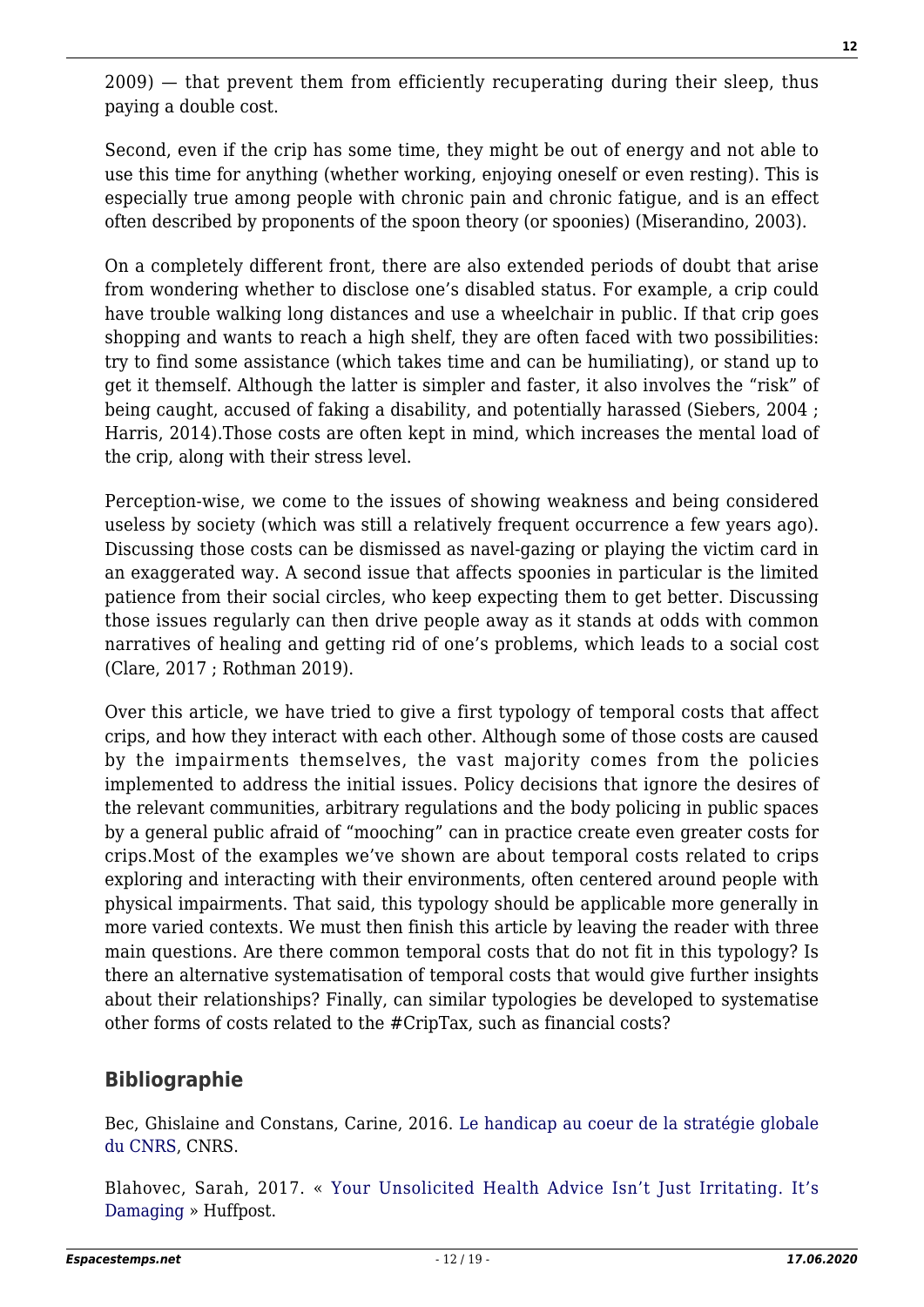2009) — that prevent them from efficiently recuperating during their sleep, thus paying a double cost.

Second, even if the crip has some time, they might be out of energy and not able to use this time for anything (whether working, enjoying oneself or even resting). This is especially true among people with chronic pain and chronic fatigue, and is an effect often described by proponents of the spoon theory (or spoonies) (Miserandino, 2003).

On a completely different front, there are also extended periods of doubt that arise from wondering whether to disclose one's disabled status. For example, a crip could have trouble walking long distances and use a wheelchair in public. If that crip goes shopping and wants to reach a high shelf, they are often faced with two possibilities: try to find some assistance (which takes time and can be humiliating), or stand up to get it themself. Although the latter is simpler and faster, it also involves the "risk" of being caught, accused of faking a disability, and potentially harassed (Siebers, 2004 ; Harris, 2014).Those costs are often kept in mind, which increases the mental load of the crip, along with their stress level.

Perception-wise, we come to the issues of showing weakness and being considered useless by society (which was still a relatively frequent occurrence a few years ago). Discussing those costs can be dismissed as navel-gazing or playing the victim card in an exaggerated way. A second issue that affects spoonies in particular is the limited patience from their social circles, who keep expecting them to get better. Discussing those issues regularly can then drive people away as it stands at odds with common narratives of healing and getting rid of one's problems, which leads to a social cost (Clare, 2017 ; Rothman 2019).

Over this article, we have tried to give a first typology of temporal costs that affect crips, and how they interact with each other. Although some of those costs are caused by the impairments themselves, the vast majority comes from the policies implemented to address the initial issues. Policy decisions that ignore the desires of the relevant communities, arbitrary regulations and the body policing in public spaces by a general public afraid of "mooching" can in practice create even greater costs for crips.Most of the examples we've shown are about temporal costs related to crips exploring and interacting with their environments, often centered around people with physical impairments. That said, this typology should be applicable more generally in more varied contexts. We must then finish this article by leaving the reader with three main questions. Are there common temporal costs that do not fit in this typology? Is there an alternative systematisation of temporal costs that would give further insights about their relationships? Finally, can similar typologies be developed to systematise other forms of costs related to the #CripTax, such as financial costs?

## Bibliographie

Bec, Ghislaine and Constans, Carine, 2016. Le handicap au coeur de la stratégie globale du CNRS, CNRS.

Blahovec, Sarah, 2017. « Your Unsolicited Health Advice Isn't Just Irritating. It's Damaging » Huffpost.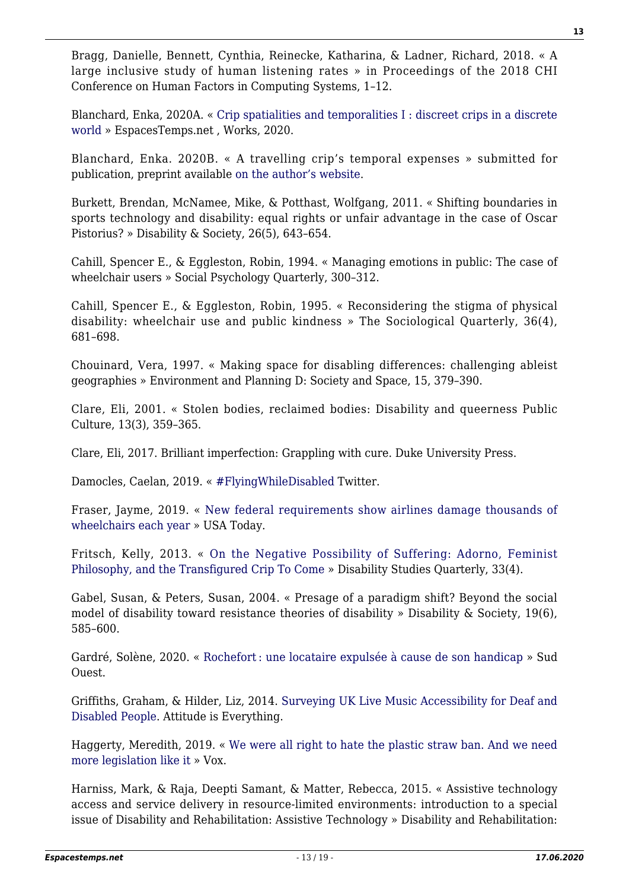Bragg, Danielle, Bennett, Cynthia, Reinecke, Katharina, & Ladner, Richard, 2018. « A large inclusive study of human listening rates » in Proceedings of the 2018 CHI Conference on Human Factors in Computing Systems, 1–12.

Blanchard, Enka, 2020A. « Crip spatialities and temporalities I : discreet crips in a discrete world » EspacesTemps.net , Works, 2020.

Blanchard, Enka. 2020B. « A travelling crip's temporal expenses » submitted for publication, preprint available on the author's website.

Burkett, Brendan, McNamee, Mike, & Potthast, Wolfgang, 2011. « Shifting boundaries in sports technology and disability: equal rights or unfair advantage in the case of Oscar Pistorius? » Disability & Society, 26(5), 643–654.

Cahill, Spencer E., & Eggleston, Robin, 1994. « Managing emotions in public: The case of wheelchair users » Social Psychology Quarterly, 300–312.

Cahill, Spencer E., & Eggleston, Robin, 1995. « Reconsidering the stigma of physical disability: wheelchair use and public kindness » The Sociological Quarterly, 36(4), 681–698.

Chouinard, Vera, 1997. « Making space for disabling differences: challenging ableist geographies » Environment and Planning D: Society and Space, 15, 379–390.

Clare, Eli, 2001. « Stolen bodies, reclaimed bodies: Disability and queerness Public Culture, 13(3), 359–365.

Clare, Eli, 2017. Brilliant imperfection: Grappling with cure. Duke University Press.

Damocles, Caelan, 2019. « #FlyingWhileDisabled Twitter.

Fraser, Jayme, 2019. « New federal requirements show airlines damage thousands of wheelchairs each year » USA Today.

Fritsch, Kelly, 2013. « On the Negative Possibility of Suffering: Adorno, Feminist Philosophy, and the Transfigured Crip To Come » Disability Studies Quarterly, 33(4).

Gabel, Susan, & Peters, Susan, 2004. « Presage of a paradigm shift? Beyond the social model of disability toward resistance theories of disability » Disability & Society, 19(6), 585–600.

Gardré, Solène, 2020. « Rochefort : une locataire expulsée à cause de son handicap » Sud Ouest.

Griffiths, Graham, & Hilder, Liz, 2014. Surveying UK Live Music Accessibility for Deaf and Disabled People. Attitude is Everything.

Haggerty, Meredith, 2019. « We were all right to hate the plastic straw ban. And we need more legislation like it » Vox.

Harniss, Mark, & Raja, Deepti Samant, & Matter, Rebecca, 2015. « Assistive technology access and service delivery in resource-limited environments: introduction to a special issue of Disability and Rehabilitation: Assistive Technology » Disability and Rehabilitation: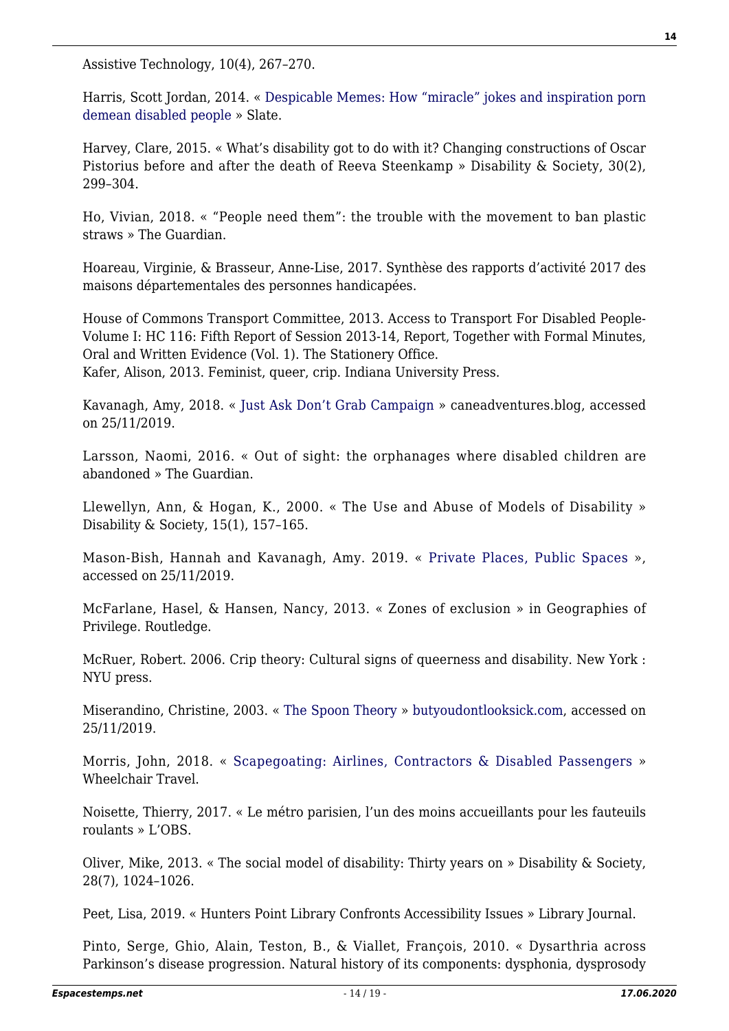Assistive Technology, 10(4), 267–270.

Harris, Scott Jordan, 2014. « Despicable Memes: How "miracle" jokes and inspiration porn demean disabled people » Slate.

Harvey, Clare, 2015. « What's disability got to do with it? Changing constructions of Oscar Pistorius before and after the death of Reeva Steenkamp » Disability & Society, 30(2), 299–304.

Ho, Vivian, 2018. « "People need them": the trouble with the movement to ban plastic straws » The Guardian.

Hoareau, Virginie, & Brasseur, Anne-Lise, 2017. Synthèse des rapports d'activité 2017 des maisons départementales des personnes handicapées.

House of Commons Transport Committee, 2013. Access to Transport For Disabled People-Volume I: HC 116: Fifth Report of Session 2013-14, Report, Together with Formal Minutes, Oral and Written Evidence (Vol. 1). The Stationery Office.
Kafer, Alison, 2013. Feminist, queer, crip. Indiana University Press.

Kavanagh, Amy, 2018. « Just Ask Don't Grab Campaign » caneadventures.blog, accessed on 25/11/2019.

Larsson, Naomi, 2016. « Out of sight: the orphanages where disabled children are abandoned » The Guardian.

Llewellyn, Ann, & Hogan, K., 2000. « The Use and Abuse of Models of Disability » Disability & Society, 15(1), 157–165.

Mason-Bish, Hannah and Kavanagh, Amy. 2019. « Private Places, Public Spaces », accessed on 25/11/2019.

McFarlane, Hasel, & Hansen, Nancy, 2013. « Zones of exclusion » in Geographies of Privilege. Routledge.

McRuer, Robert. 2006. Crip theory: Cultural signs of queerness and disability. New York : NYU press.

Miserandino, Christine, 2003. « The Spoon Theory » butyoudontlooksick.com, accessed on 25/11/2019.

Morris, John, 2018. « Scapegoating: Airlines, Contractors & Disabled Passengers » Wheelchair Travel.

Noisette, Thierry, 2017. « Le métro parisien, l'un des moins accueillants pour les fauteuils roulants » L'OBS.

Oliver, Mike, 2013. « The social model of disability: Thirty years on » Disability & Society, 28(7), 1024–1026.

Peet, Lisa, 2019. « Hunters Point Library Confronts Accessibility Issues » Library Journal.

Pinto, Serge, Ghio, Alain, Teston, B., & Viallet, François, 2010. « Dysarthria across Parkinson's disease progression. Natural history of its components: dysphonia, dysprosody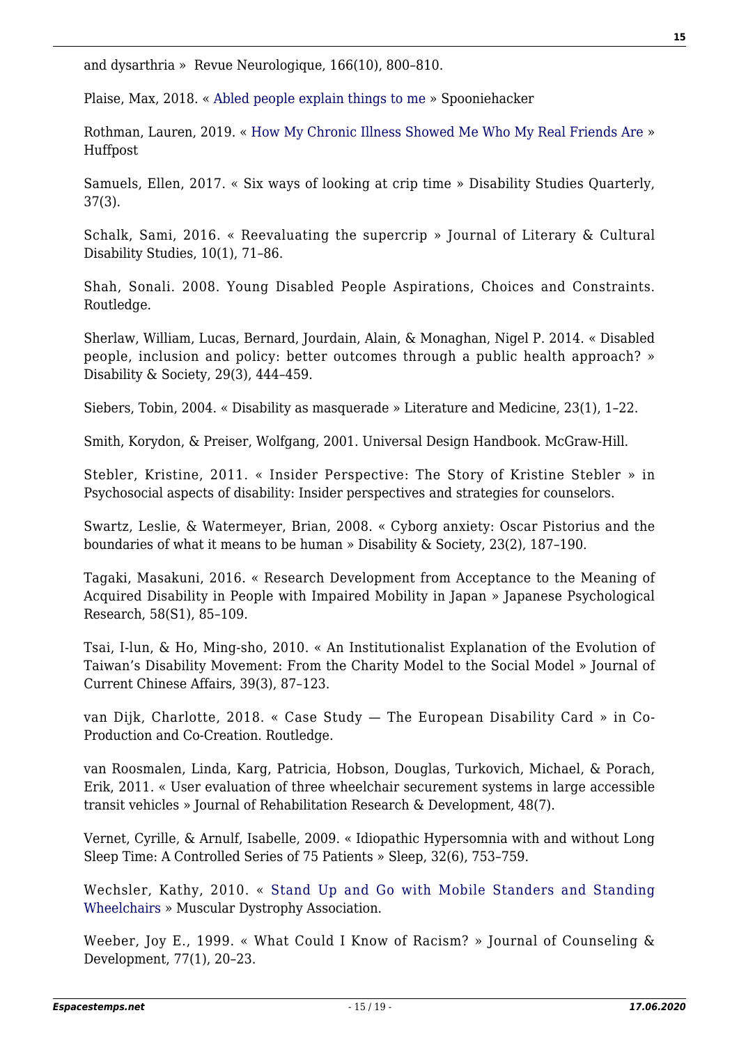and dysarthria » Revue Neurologique, 166(10), 800–810.

Plaise, Max, 2018. « Abled people explain things to me » Spooniehacker

Rothman, Lauren, 2019. « How My Chronic Illness Showed Me Who My Real Friends Are » Huffpost

Samuels, Ellen, 2017. « Six ways of looking at crip time » Disability Studies Quarterly, 37(3).

Schalk, Sami, 2016. « Reevaluating the supercrip » Journal of Literary & Cultural Disability Studies, 10(1), 71–86.

Shah, Sonali. 2008. Young Disabled People Aspirations, Choices and Constraints. Routledge.

Sherlaw, William, Lucas, Bernard, Jourdain, Alain, & Monaghan, Nigel P. 2014. « Disabled people, inclusion and policy: better outcomes through a public health approach? » Disability & Society, 29(3), 444–459.

Siebers, Tobin, 2004. « Disability as masquerade » Literature and Medicine, 23(1), 1–22.

Smith, Korydon, & Preiser, Wolfgang, 2001. Universal Design Handbook. McGraw-Hill.

Stebler, Kristine, 2011. « Insider Perspective: The Story of Kristine Stebler » in Psychosocial aspects of disability: Insider perspectives and strategies for counselors.

Swartz, Leslie, & Watermeyer, Brian, 2008. « Cyborg anxiety: Oscar Pistorius and the boundaries of what it means to be human » Disability & Society, 23(2), 187–190.

Tagaki, Masakuni, 2016. « Research Development from Acceptance to the Meaning of Acquired Disability in People with Impaired Mobility in Japan » Japanese Psychological Research, 58(S1), 85–109.

Tsai, I-lun, & Ho, Ming-sho, 2010. « An Institutionalist Explanation of the Evolution of Taiwan's Disability Movement: From the Charity Model to the Social Model » Journal of Current Chinese Affairs, 39(3), 87–123.

van Dijk, Charlotte, 2018. « Case Study — The European Disability Card » in Co-Production and Co-Creation. Routledge.

van Roosmalen, Linda, Karg, Patricia, Hobson, Douglas, Turkovich, Michael, & Porach, Erik, 2011. « User evaluation of three wheelchair securement systems in large accessible transit vehicles » Journal of Rehabilitation Research & Development, 48(7).

Vernet, Cyrille, & Arnulf, Isabelle, 2009. « Idiopathic Hypersomnia with and without Long Sleep Time: A Controlled Series of 75 Patients » Sleep, 32(6), 753–759.

Wechsler, Kathy, 2010. « Stand Up and Go with Mobile Standers and Standing Wheelchairs » Muscular Dystrophy Association.

Weeber, Joy E., 1999. « What Could I Know of Racism? » Journal of Counseling & Development, 77(1), 20–23.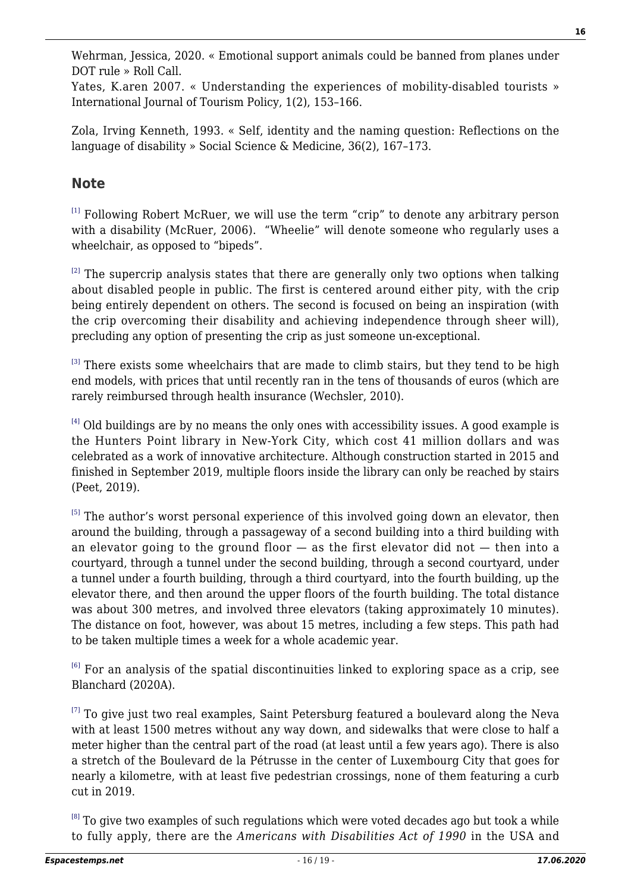Wehrman, Jessica, 2020. « Emotional support animals could be banned from planes under DOT rule » Roll Call.

Yates, K.aren 2007. « Understanding the experiences of mobility-disabled tourists » International Journal of Tourism Policy, 1(2), 153–166.

Zola, Irving Kenneth, 1993. « Self, identity and the naming question: Reflections on the language of disability » Social Science & Medicine, 36(2), 167–173.

## Note

[1] Following Robert McRuer, we will use the term "crip" to denote any arbitrary person with a disability (McRuer, 2006). "Wheelie" will denote someone who regularly uses a wheelchair, as opposed to "bipeds".

[2] The supercrip analysis states that there are generally only two options when talking about disabled people in public. The first is centered around either pity, with the crip being entirely dependent on others. The second is focused on being an inspiration (with the crip overcoming their disability and achieving independence through sheer will), precluding any option of presenting the crip as just someone un-exceptional.

[3] There exists some wheelchairs that are made to climb stairs, but they tend to be high end models, with prices that until recently ran in the tens of thousands of euros (which are rarely reimbursed through health insurance (Wechsler, 2010).

[4] Old buildings are by no means the only ones with accessibility issues. A good example is the Hunters Point library in New-York City, which cost 41 million dollars and was celebrated as a work of innovative architecture. Although construction started in 2015 and finished in September 2019, multiple floors inside the library can only be reached by stairs (Peet, 2019).

[5] The author's worst personal experience of this involved going down an elevator, then around the building, through a passageway of a second building into a third building with an elevator going to the ground floor — as the first elevator did not — then into a courtyard, through a tunnel under the second building, through a second courtyard, under a tunnel under a fourth building, through a third courtyard, into the fourth building, up the elevator there, and then around the upper floors of the fourth building. The total distance was about 300 metres, and involved three elevators (taking approximately 10 minutes). The distance on foot, however, was about 15 metres, including a few steps. This path had to be taken multiple times a week for a whole academic year.

[6] For an analysis of the spatial discontinuities linked to exploring space as a crip, see Blanchard (2020A).

[7] To give just two real examples, Saint Petersburg featured a boulevard along the Neva with at least 1500 metres without any way down, and sidewalks that were close to half a meter higher than the central part of the road (at least until a few years ago). There is also a stretch of the Boulevard de la Pétrusse in the center of Luxembourg City that goes for nearly a kilometre, with at least five pedestrian crossings, none of them featuring a curb cut in 2019.

[8] To give two examples of such regulations which were voted decades ago but took a while to fully apply, there are the *Americans with Disabilities Act of 1990* in the USA and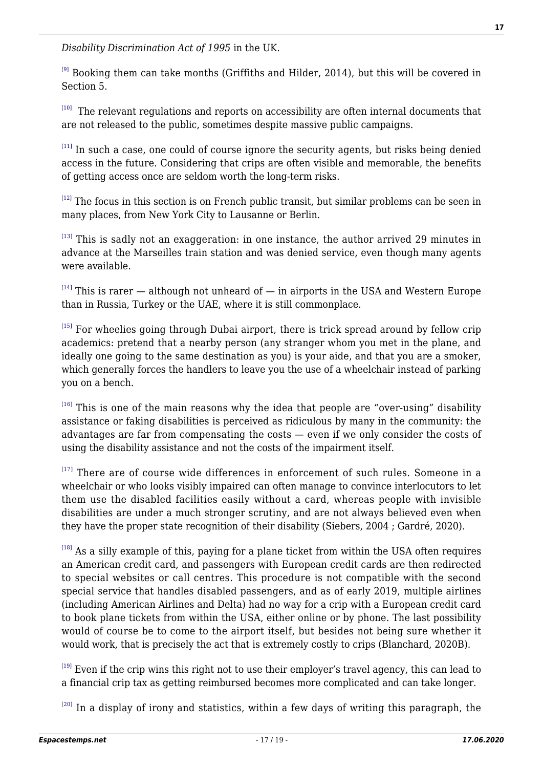*Disability Discrimination Act of 1995* in the UK.

[9] Booking them can take months (Griffiths and Hilder, 2014), but this will be covered in Section 5.

[10] The relevant regulations and reports on accessibility are often internal documents that are not released to the public, sometimes despite massive public campaigns.

[11] In such a case, one could of course ignore the security agents, but risks being denied access in the future. Considering that crips are often visible and memorable, the benefits of getting access once are seldom worth the long-term risks.

[12] The focus in this section is on French public transit, but similar problems can be seen in many places, from New York City to Lausanne or Berlin.

[13] This is sadly not an exaggeration: in one instance, the author arrived 29 minutes in advance at the Marseilles train station and was denied service, even though many agents were available.

[14] This is rarer — although not unheard of — in airports in the USA and Western Europe than in Russia, Turkey or the UAE, where it is still commonplace.

[15] For wheelies going through Dubai airport, there is trick spread around by fellow crip academics: pretend that a nearby person (any stranger whom you met in the plane, and ideally one going to the same destination as you) is your aide, and that you are a smoker, which generally forces the handlers to leave you the use of a wheelchair instead of parking you on a bench.

[16] This is one of the main reasons why the idea that people are "over-using" disability assistance or faking disabilities is perceived as ridiculous by many in the community: the advantages are far from compensating the costs — even if we only consider the costs of using the disability assistance and not the costs of the impairment itself.

[17] There are of course wide differences in enforcement of such rules. Someone in a wheelchair or who looks visibly impaired can often manage to convince interlocutors to let them use the disabled facilities easily without a card, whereas people with invisible disabilities are under a much stronger scrutiny, and are not always believed even when they have the proper state recognition of their disability (Siebers, 2004 ; Gardré, 2020).

[18] As a silly example of this, paying for a plane ticket from within the USA often requires an American credit card, and passengers with European credit cards are then redirected to special websites or call centres. This procedure is not compatible with the second special service that handles disabled passengers, and as of early 2019, multiple airlines (including American Airlines and Delta) had no way for a crip with a European credit card to book plane tickets from within the USA, either online or by phone. The last possibility would of course be to come to the airport itself, but besides not being sure whether it would work, that is precisely the act that is extremely costly to crips (Blanchard, 2020B).

[19] Even if the crip wins this right not to use their employer's travel agency, this can lead to a financial crip tax as getting reimbursed becomes more complicated and can take longer.

[20] In a display of irony and statistics, within a few days of writing this paragraph, the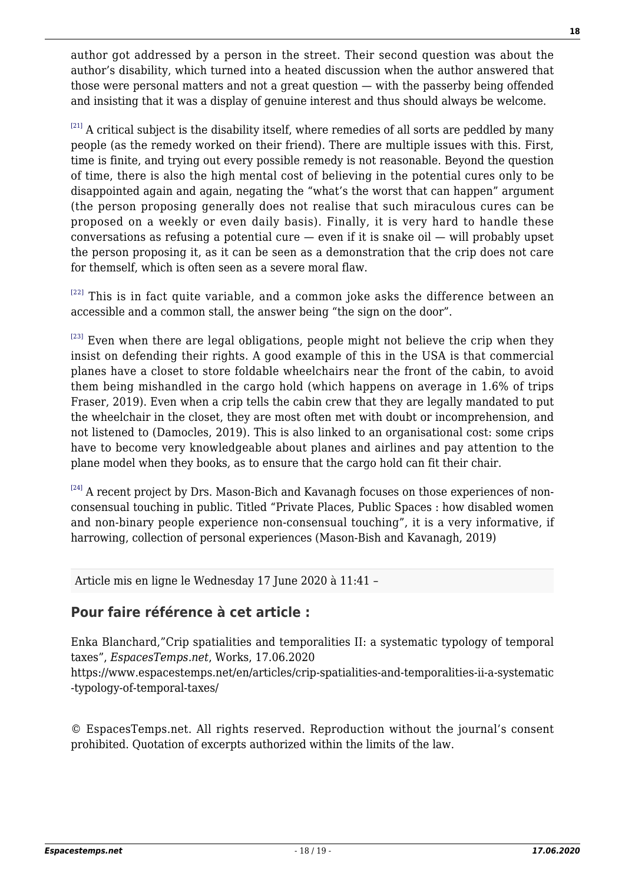author got addressed by a person in the street. Their second question was about the author's disability, which turned into a heated discussion when the author answered that those were personal matters and not a great question — with the passerby being offended and insisting that it was a display of genuine interest and thus should always be welcome.

[21] A critical subject is the disability itself, where remedies of all sorts are peddled by many people (as the remedy worked on their friend). There are multiple issues with this. First, time is finite, and trying out every possible remedy is not reasonable. Beyond the question of time, there is also the high mental cost of believing in the potential cures only to be disappointed again and again, negating the "what's the worst that can happen" argument (the person proposing generally does not realise that such miraculous cures can be proposed on a weekly or even daily basis). Finally, it is very hard to handle these conversations as refusing a potential cure — even if it is snake oil — will probably upset the person proposing it, as it can be seen as a demonstration that the crip does not care for themself, which is often seen as a severe moral flaw.

[22] This is in fact quite variable, and a common joke asks the difference between an accessible and a common stall, the answer being "the sign on the door".

[23] Even when there are legal obligations, people might not believe the crip when they insist on defending their rights. A good example of this in the USA is that commercial planes have a closet to store foldable wheelchairs near the front of the cabin, to avoid them being mishandled in the cargo hold (which happens on average in 1.6% of trips Fraser, 2019). Even when a crip tells the cabin crew that they are legally mandated to put the wheelchair in the closet, they are most often met with doubt or incomprehension, and not listened to (Damocles, 2019). This is also linked to an organisational cost: some crips have to become very knowledgeable about planes and airlines and pay attention to the plane model when they books, as to ensure that the cargo hold can fit their chair.

[24] A recent project by Drs. Mason-Bich and Kavanagh focuses on those experiences of non-consensual touching in public. Titled "Private Places, Public Spaces : how disabled women and non-binary people experience non-consensual touching", it is a very informative, if harrowing, collection of personal experiences (Mason-Bish and Kavanagh, 2019)

Article mis en ligne le Wednesday 17 June 2020 à 11:41 –

## Pour faire référence à cet article :

Enka Blanchard,"Crip spatialities and temporalities II: a systematic typology of temporal taxes", *EspacesTemps.net*, Works, 17.06.2020
https://www.espacestemps.net/en/articles/crip-spatialities-and-temporalities-ii-a-systematic-typology-of-temporal-taxes/

© EspacesTemps.net. All rights reserved. Reproduction without the journal's consent prohibited. Quotation of excerpts authorized within the limits of the law.